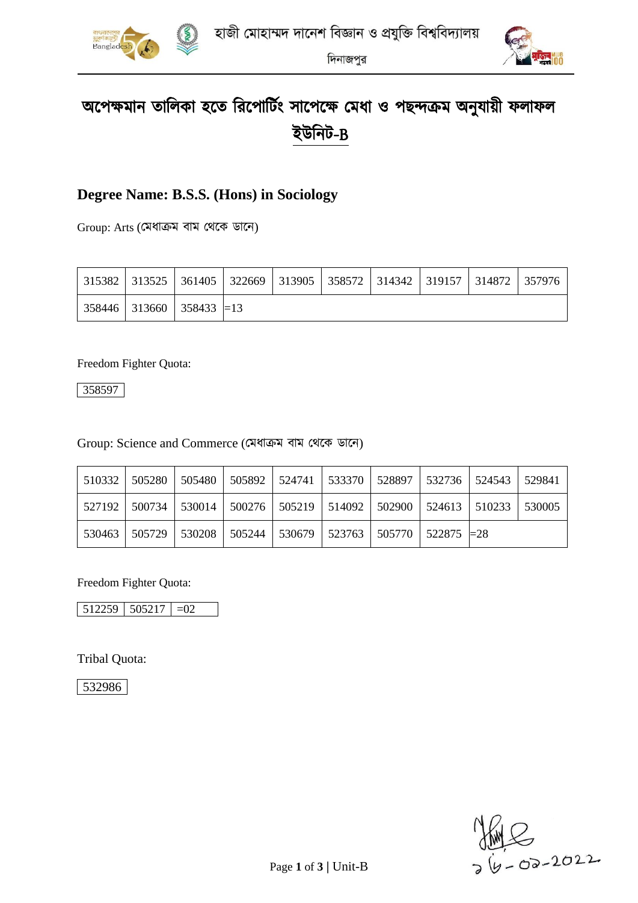হাজী মোহাম্মদ দানেশ বিজ্ঞান ও প্রযুক্তি বিশ্ববিদ্যালয়

দিনাজপুর

# অপেক্ষমান তালিকা হতে রিপোর্টিং সাপেক্ষে মেধা ও পছন্দক্রম অনুযায়ী ফলাফল

## ইউনিট-B

## Degree Name: B.S.S. (Hons) in Sociology

Group: Arts (মেধাক্রম বাম থেকে ডানে)

| | | | | | | | | | |
|---|---|---|---|---|---|---|---|---|---|
| 315382 | 313525 | 361405 | 322669 | 313905 | 358572 | 314342 | 319157 | 314872 | 357976 |
| 358446 | 313660 | 358433 | =13 | | | | | | |

Freedom Fighter Quota:

| |
|---|
| 358597 |

Group: Science and Commerce (মেধাক্রম বাম থেকে ডানে)

| | | | | | | | | | |
|---|---|---|---|---|---|---|---|---|---|
| 510332 | 505280 | 505480 | 505892 | 524741 | 533370 | 528897 | 532736 | 524543 | 529841 |
| 527192 | 500734 | 530014 | 500276 | 505219 | 514092 | 502900 | 524613 | 510233 | 530005 |
| 530463 | 505729 | 530208 | 505244 | 530679 | 523763 | 505770 | 522875 | =28 | |

Freedom Fighter Quota:

| | | |
|---|---|---|
| 512259 | 505217 | =02 |

Tribal Quota:

| |
|---|
| 532986 |

১৬-০২-2022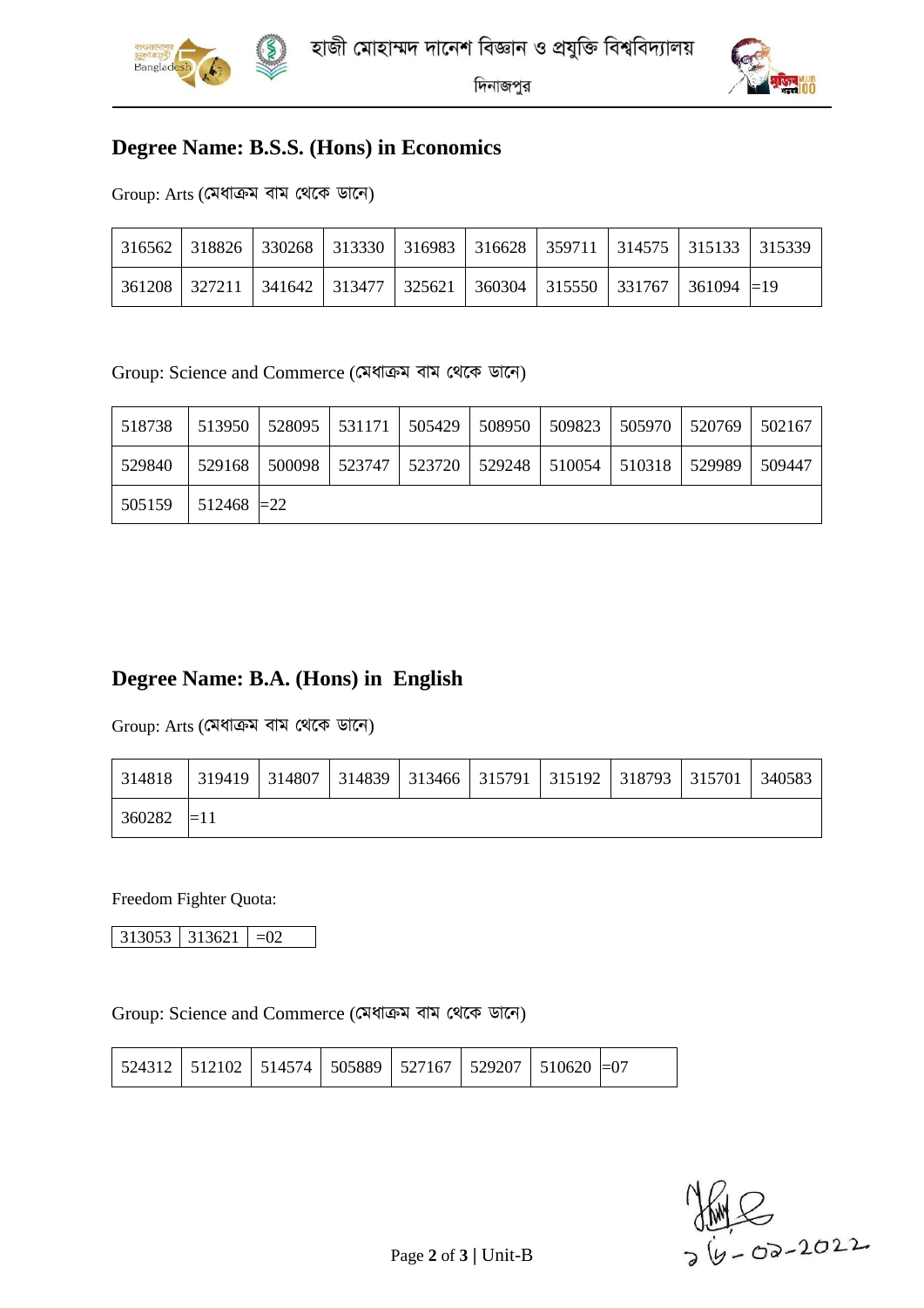হাজী মোহাম্মদ দানেশ বিজ্ঞান ও প্রযুক্তি বিশ্ববিদ্যালয়

দিনাজপুর

## Degree Name: B.S.S. (Hons) in Economics

Group: Arts (মেধাক্রম বাম থেকে ডানে)

| | | | | | | | | | |
|---|---|---|---|---|---|---|---|---|---|
| 316562 | 318826 | 330268 | 313330 | 316983 | 316628 | 359711 | 314575 | 315133 | 315339 |
| 361208 | 327211 | 341642 | 313477 | 325621 | 360304 | 315550 | 331767 | 361094 | =19 |

Group: Science and Commerce (মেধাক্রম বাম থেকে ডানে)

| | | | | | | | | | |
|---|---|---|---|---|---|---|---|---|---|
| 518738 | 513950 | 528095 | 531171 | 505429 | 508950 | 509823 | 505970 | 520769 | 502167 |
| 529840 | 529168 | 500098 | 523747 | 523720 | 529248 | 510054 | 510318 | 529989 | 509447 |
| 505159 | 512468 | =22 | | | | | | | |

## Degree Name: B.A. (Hons) in English

Group: Arts (মেধাক্রম বাম থেকে ডানে)

| | | | | | | | | | |
|---|---|---|---|---|---|---|---|---|---|
| 314818 | 319419 | 314807 | 314839 | 313466 | 315791 | 315192 | 318793 | 315701 | 340583 |
| 360282 | =11 | | | | | | | | |

Freedom Fighter Quota:

| | | |
|---|---|---|
| 313053 | 313621 | =02 |

Group: Science and Commerce (মেধাক্রম বাম থেকে ডানে)

| | | | | | | | |
|---|---|---|---|---|---|---|---|
| 524312 | 512102 | 514574 | 505889 | 527167 | 529207 | 510620 | =07 |

১৬-০২-2022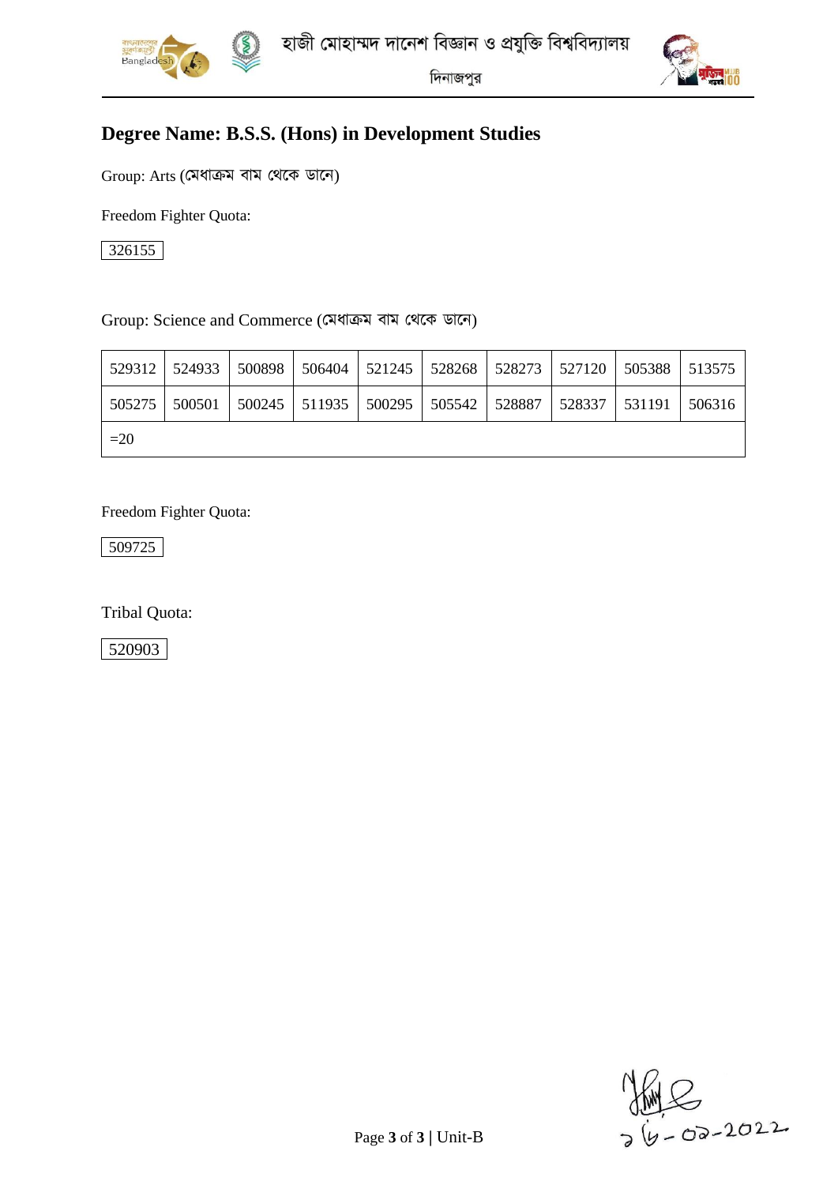হাজী মোহাম্মদ দানেশ বিজ্ঞান ও প্রযুক্তি বিশ্ববিদ্যালয়

দিনাজপুর

## Degree Name: B.S.S. (Hons) in Development Studies

Group: Arts (মেধাক্রম বাম থেকে ডানে)

Freedom Fighter Quota:

| |
|---|
| 326155 |

Group: Science and Commerce (মেধাক্রম বাম থেকে ডানে)

| | | | | | | | | | |
|---|---|---|---|---|---|---|---|---|---|
| 529312 | 524933 | 500898 | 506404 | 521245 | 528268 | 528273 | 527120 | 505388 | 513575 |
| 505275 | 500501 | 500245 | 511935 | 500295 | 505542 | 528887 | 528337 | 531191 | 506316 |
| =20 | | | | | | | | | |

Freedom Fighter Quota:

| |
|---|
| 509725 |

Tribal Quota:

| |
|---|
| 520903 |

১৬-০২-2022